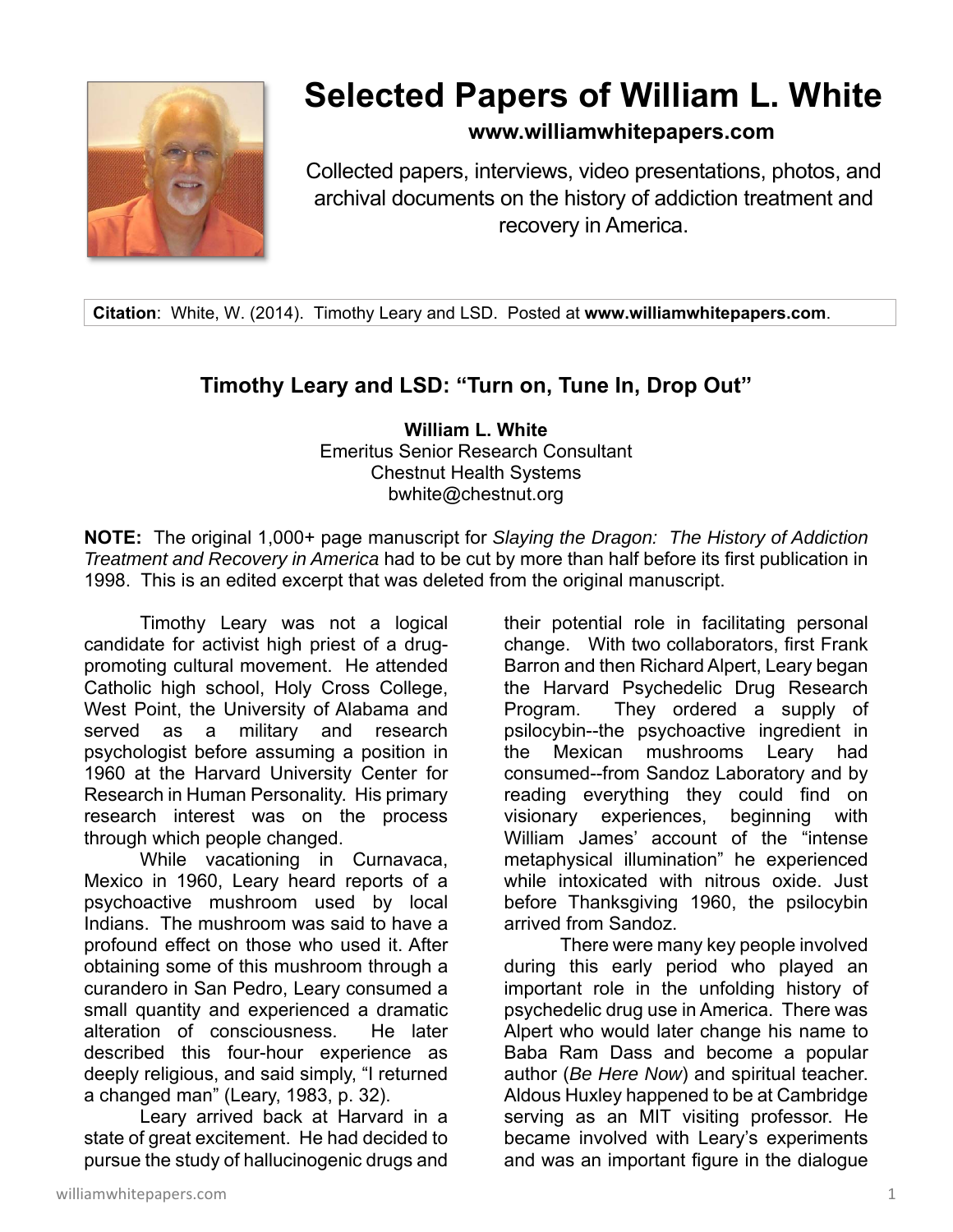# Selected Papers of William L. White

**www.williamwhitepapers.com**

Collected papers, interviews, video presentations, photos, and archival documents on the history of addiction treatment and recovery in America.

**Citation**: White, W. (2014). Timothy Leary and LSD. Posted at **www.williamwhitepapers.com**.

## Timothy Leary and LSD: "Turn on, Tune In, Drop Out"

**William L. White**
Emeritus Senior Research Consultant
Chestnut Health Systems
bwhite@chestnut.org

**NOTE:** The original 1,000+ page manuscript for *Slaying the Dragon: The History of Addiction Treatment and Recovery in America* had to be cut by more than half before its first publication in 1998. This is an edited excerpt that was deleted from the original manuscript.

Timothy Leary was not a logical candidate for activist high priest of a drug-promoting cultural movement. He attended Catholic high school, Holy Cross College, West Point, the University of Alabama and served as a military and research psychologist before assuming a position in 1960 at the Harvard University Center for Research in Human Personality. His primary research interest was on the process through which people changed.

While vacationing in Curnavaca, Mexico in 1960, Leary heard reports of a psychoactive mushroom used by local Indians. The mushroom was said to have a profound effect on those who used it. After obtaining some of this mushroom through a curandero in San Pedro, Leary consumed a small quantity and experienced a dramatic alteration of consciousness. He later described this four-hour experience as deeply religious, and said simply, "I returned a changed man" (Leary, 1983, p. 32).

Leary arrived back at Harvard in a state of great excitement. He had decided to pursue the study of hallucinogenic drugs and their potential role in facilitating personal change. With two collaborators, first Frank Barron and then Richard Alpert, Leary began the Harvard Psychedelic Drug Research Program. They ordered a supply of psilocybin--the psychoactive ingredient in the Mexican mushrooms Leary had consumed--from Sandoz Laboratory and by reading everything they could find on visionary experiences, beginning with William James' account of the "intense metaphysical illumination" he experienced while intoxicated with nitrous oxide. Just before Thanksgiving 1960, the psilocybin arrived from Sandoz.

There were many key people involved during this early period who played an important role in the unfolding history of psychedelic drug use in America. There was Alpert who would later change his name to Baba Ram Dass and become a popular author (*Be Here Now*) and spiritual teacher. Aldous Huxley happened to be at Cambridge serving as an MIT visiting professor. He became involved with Leary's experiments and was an important figure in the dialogue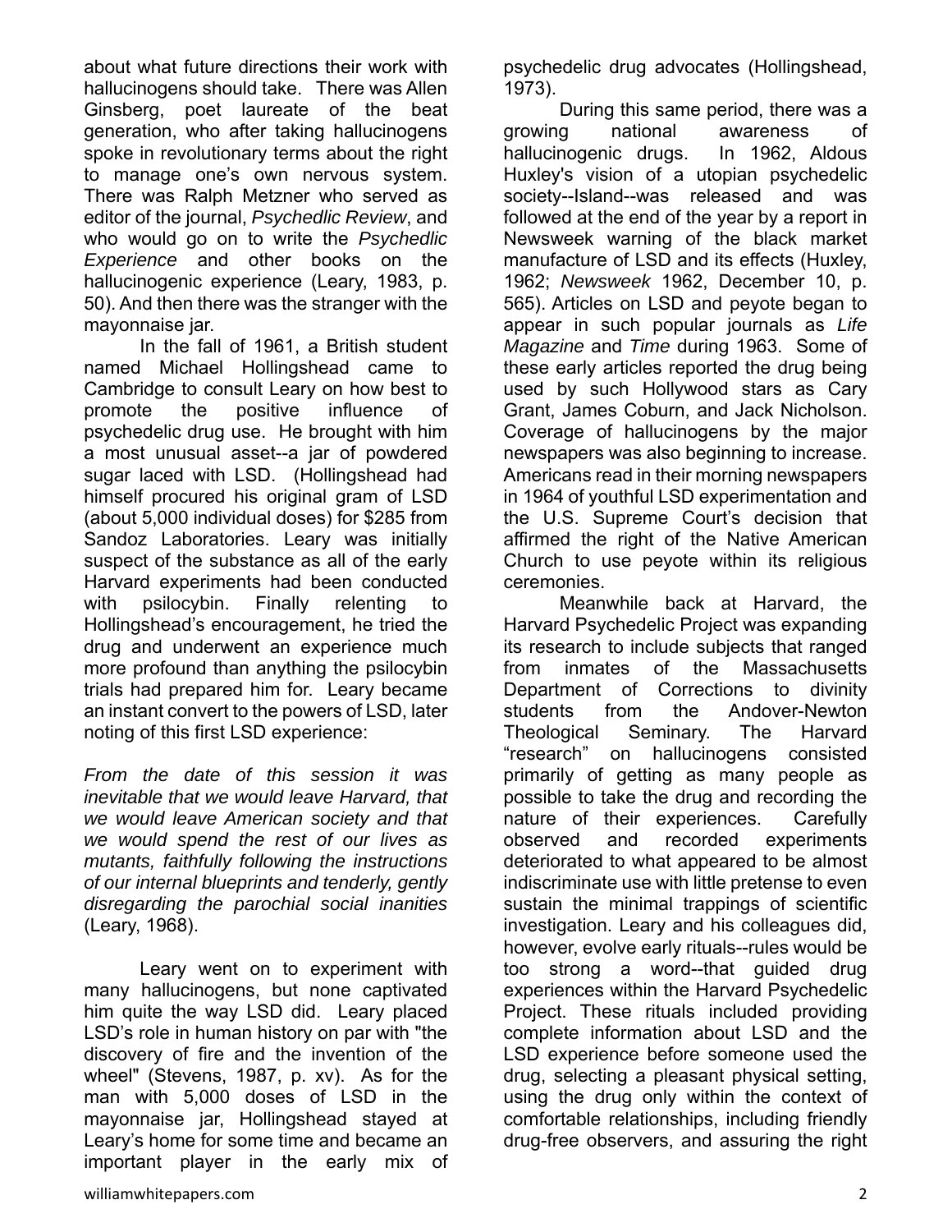about what future directions their work with hallucinogens should take. There was Allen Ginsberg, poet laureate of the beat generation, who after taking hallucinogens spoke in revolutionary terms about the right to manage one's own nervous system. There was Ralph Metzner who served as editor of the journal, *Psychedlic Review*, and who would go on to write the *Psychedlic Experience* and other books on the hallucinogenic experience (Leary, 1983, p. 50). And then there was the stranger with the mayonnaise jar.

In the fall of 1961, a British student named Michael Hollingshead came to Cambridge to consult Leary on how best to promote the positive influence of psychedelic drug use. He brought with him a most unusual asset--a jar of powdered sugar laced with LSD. (Hollingshead had himself procured his original gram of LSD (about 5,000 individual doses) for $285 from Sandoz Laboratories. Leary was initially suspect of the substance as all of the early Harvard experiments had been conducted with psilocybin. Finally relenting to Hollingshead's encouragement, he tried the drug and underwent an experience much more profound than anything the psilocybin trials had prepared him for. Leary became an instant convert to the powers of LSD, later noting of this first LSD experience:

*From the date of this session it was inevitable that we would leave Harvard, that we would leave American society and that we would spend the rest of our lives as mutants, faithfully following the instructions of our internal blueprints and tenderly, gently disregarding the parochial social inanities* (Leary, 1968).

Leary went on to experiment with many hallucinogens, but none captivated him quite the way LSD did. Leary placed LSD's role in human history on par with "the discovery of fire and the invention of the wheel" (Stevens, 1987, p. xv). As for the man with 5,000 doses of LSD in the mayonnaise jar, Hollingshead stayed at Leary's home for some time and became an important player in the early mix of psychedelic drug advocates (Hollingshead, 1973).

During this same period, there was a growing national awareness of hallucinogenic drugs. In 1962, Aldous Huxley's vision of a utopian psychedelic society--Island--was released and was followed at the end of the year by a report in Newsweek warning of the black market manufacture of LSD and its effects (Huxley, 1962; *Newsweek* 1962, December 10, p. 565). Articles on LSD and peyote began to appear in such popular journals as *Life Magazine* and *Time* during 1963. Some of these early articles reported the drug being used by such Hollywood stars as Cary Grant, James Coburn, and Jack Nicholson. Coverage of hallucinogens by the major newspapers was also beginning to increase. Americans read in their morning newspapers in 1964 of youthful LSD experimentation and the U.S. Supreme Court's decision that affirmed the right of the Native American Church to use peyote within its religious ceremonies.

Meanwhile back at Harvard, the Harvard Psychedelic Project was expanding its research to include subjects that ranged from inmates of the Massachusetts Department of Corrections to divinity students from the Andover-Newton Theological Seminary. The Harvard "research" on hallucinogens consisted primarily of getting as many people as possible to take the drug and recording the nature of their experiences. Carefully observed and recorded experiments deteriorated to what appeared to be almost indiscriminate use with little pretense to even sustain the minimal trappings of scientific investigation. Leary and his colleagues did, however, evolve early rituals--rules would be too strong a word--that guided drug experiences within the Harvard Psychedelic Project. These rituals included providing complete information about LSD and the LSD experience before someone used the drug, selecting a pleasant physical setting, using the drug only within the context of comfortable relationships, including friendly drug-free observers, and assuring the right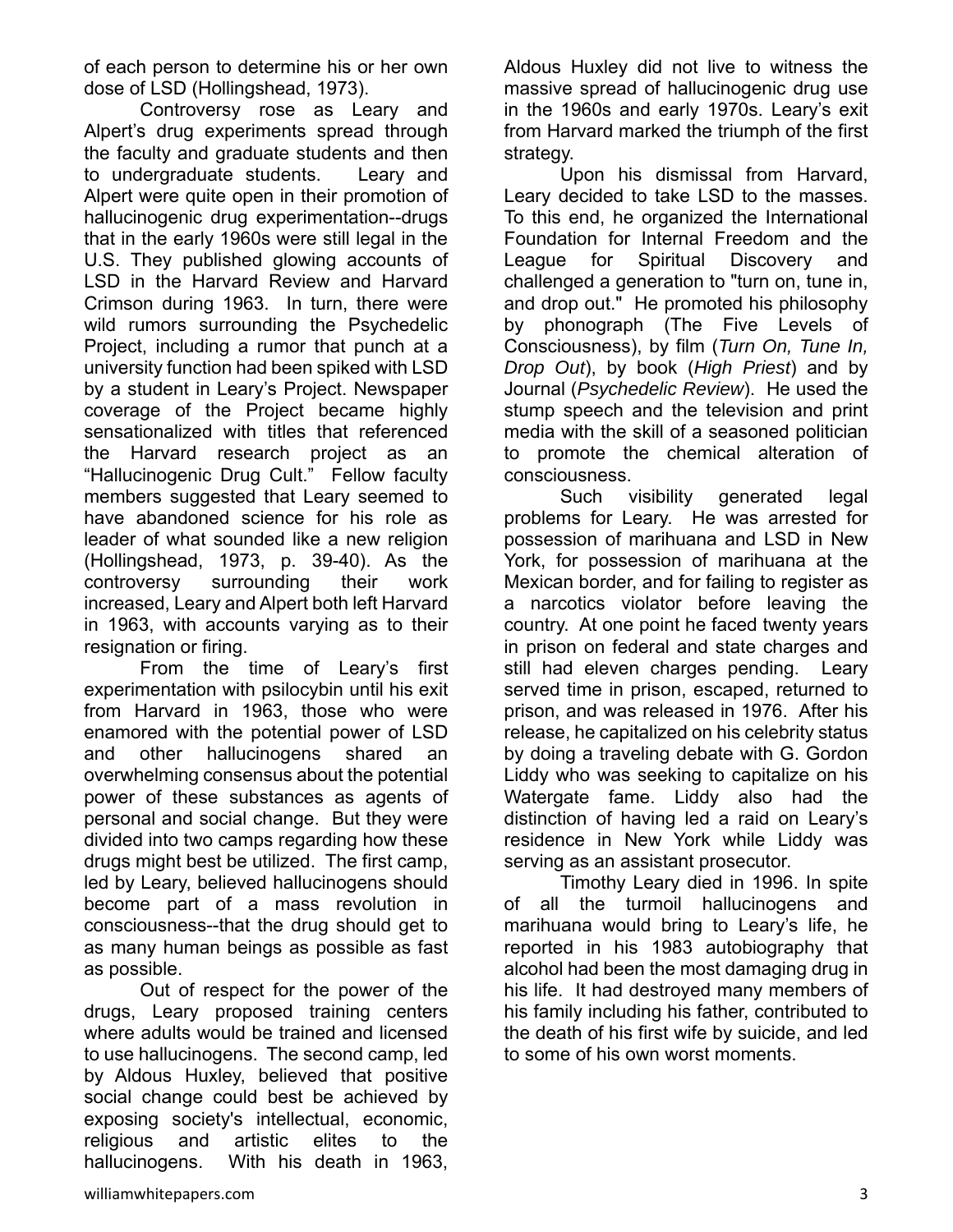of each person to determine his or her own dose of LSD (Hollingshead, 1973).

Controversy rose as Leary and Alpert's drug experiments spread through the faculty and graduate students and then to undergraduate students. Leary and Alpert were quite open in their promotion of hallucinogenic drug experimentation--drugs that in the early 1960s were still legal in the U.S. They published glowing accounts of LSD in the Harvard Review and Harvard Crimson during 1963. In turn, there were wild rumors surrounding the Psychedelic Project, including a rumor that punch at a university function had been spiked with LSD by a student in Leary's Project. Newspaper coverage of the Project became highly sensationalized with titles that referenced the Harvard research project as an "Hallucinogenic Drug Cult." Fellow faculty members suggested that Leary seemed to have abandoned science for his role as leader of what sounded like a new religion (Hollingshead, 1973, p. 39-40). As the controversy surrounding their work increased, Leary and Alpert both left Harvard in 1963, with accounts varying as to their resignation or firing.

From the time of Leary's first experimentation with psilocybin until his exit from Harvard in 1963, those who were enamored with the potential power of LSD and other hallucinogens shared an overwhelming consensus about the potential power of these substances as agents of personal and social change. But they were divided into two camps regarding how these drugs might best be utilized. The first camp, led by Leary, believed hallucinogens should become part of a mass revolution in consciousness--that the drug should get to as many human beings as possible as fast as possible.

Out of respect for the power of the drugs, Leary proposed training centers where adults would be trained and licensed to use hallucinogens. The second camp, led by Aldous Huxley, believed that positive social change could best be achieved by exposing society's intellectual, economic, religious and artistic elites to the hallucinogens. With his death in 1963, Aldous Huxley did not live to witness the massive spread of hallucinogenic drug use in the 1960s and early 1970s. Leary's exit from Harvard marked the triumph of the first strategy.

Upon his dismissal from Harvard, Leary decided to take LSD to the masses. To this end, he organized the International Foundation for Internal Freedom and the League for Spiritual Discovery and challenged a generation to "turn on, tune in, and drop out." He promoted his philosophy by phonograph (The Five Levels of Consciousness), by film (*Turn On, Tune In, Drop Out*), by book (*High Priest*) and by Journal (*Psychedelic Review*). He used the stump speech and the television and print media with the skill of a seasoned politician to promote the chemical alteration of consciousness.

Such visibility generated legal problems for Leary. He was arrested for possession of marihuana and LSD in New York, for possession of marihuana at the Mexican border, and for failing to register as a narcotics violator before leaving the country. At one point he faced twenty years in prison on federal and state charges and still had eleven charges pending. Leary served time in prison, escaped, returned to prison, and was released in 1976. After his release, he capitalized on his celebrity status by doing a traveling debate with G. Gordon Liddy who was seeking to capitalize on his Watergate fame. Liddy also had the distinction of having led a raid on Leary's residence in New York while Liddy was serving as an assistant prosecutor.

Timothy Leary died in 1996. In spite of all the turmoil hallucinogens and marihuana would bring to Leary's life, he reported in his 1983 autobiography that alcohol had been the most damaging drug in his life. It had destroyed many members of his family including his father, contributed to the death of his first wife by suicide, and led to some of his own worst moments.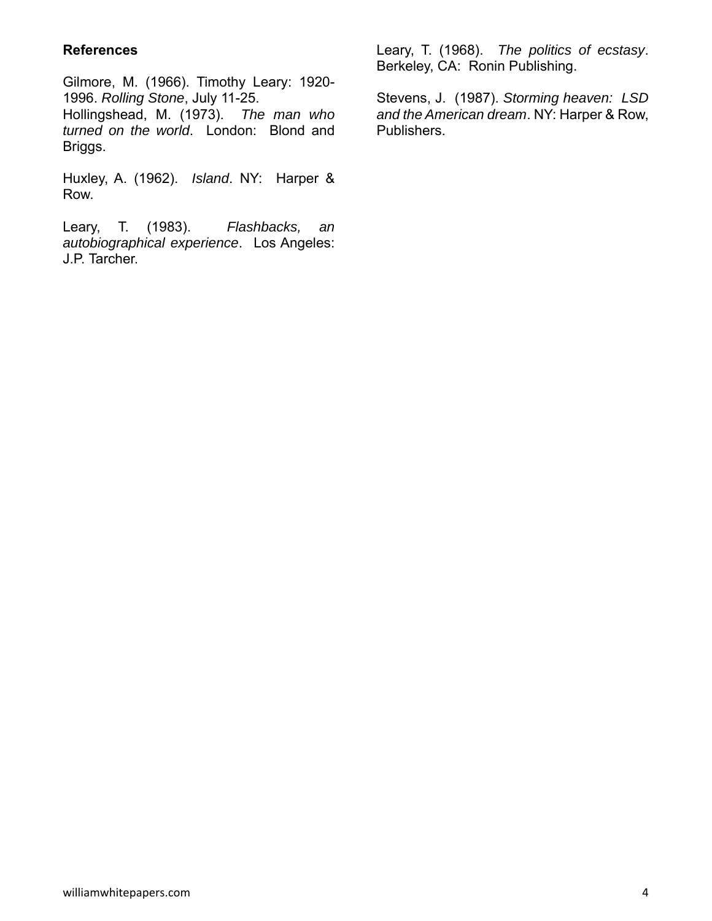## References

Gilmore, M. (1966). Timothy Leary: 1920-1996. *Rolling Stone*, July 11-25.

Hollingshead, M. (1973). *The man who turned on the world*. London: Blond and Briggs.

Huxley, A. (1962). *Island*. NY: Harper & Row.

Leary, T. (1983). *Flashbacks, an autobiographical experience*. Los Angeles: J.P. Tarcher.

Leary, T. (1968). *The politics of ecstasy*. Berkeley, CA: Ronin Publishing.

Stevens, J. (1987). *Storming heaven: LSD and the American dream*. NY: Harper & Row, Publishers.